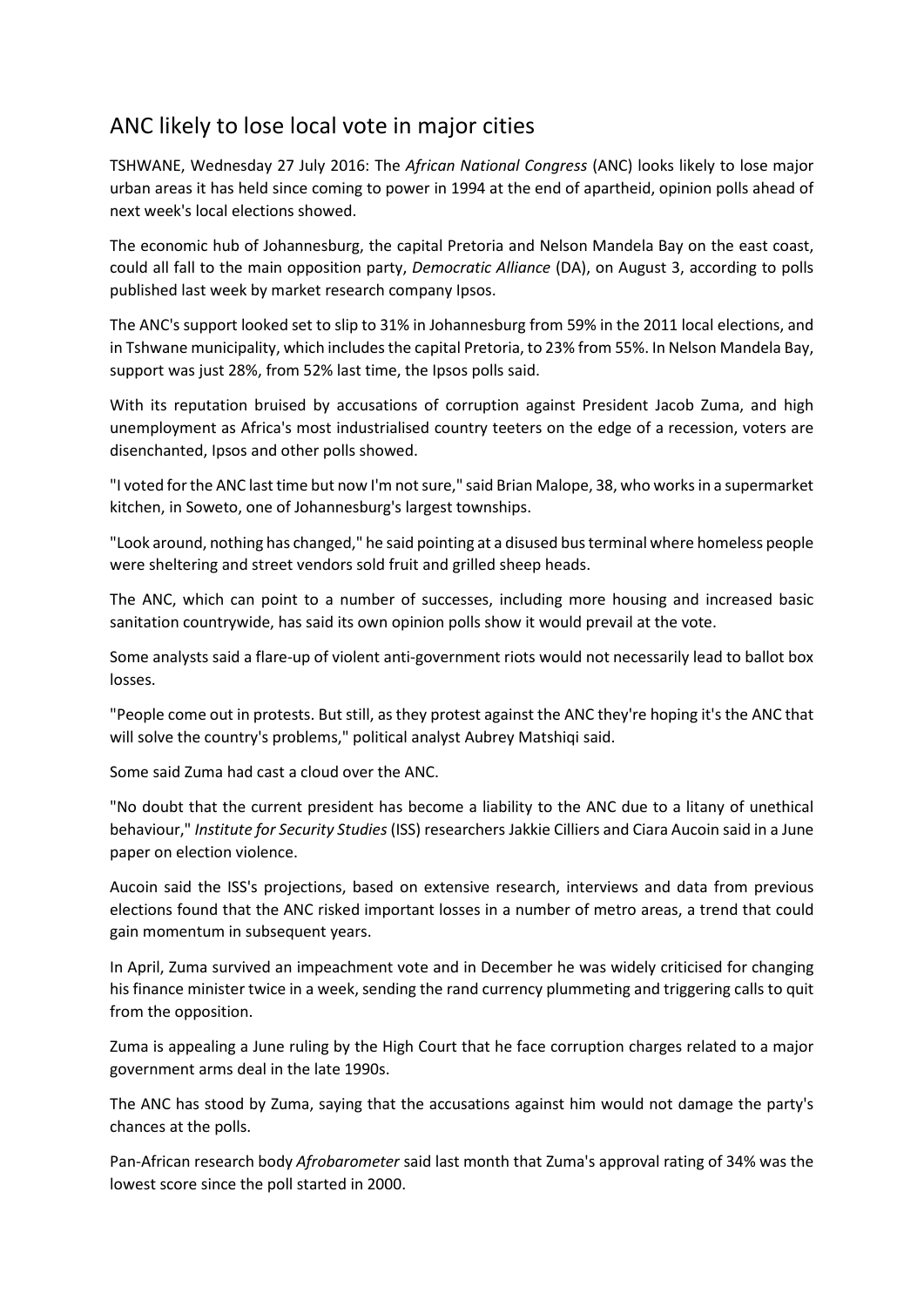# ANC likely to lose local vote in major cities

TSHWANE, Wednesday 27 July 2016: The *African National Congress* (ANC) looks likely to lose major urban areas it has held since coming to power in 1994 at the end of apartheid, opinion polls ahead of next week's local elections showed.

The economic hub of Johannesburg, the capital Pretoria and Nelson Mandela Bay on the east coast, could all fall to the main opposition party, *Democratic Alliance* (DA), on August 3, according to polls published last week by market research company Ipsos.

The ANC's support looked set to slip to 31% in Johannesburg from 59% in the 2011 local elections, and in Tshwane municipality, which includes the capital Pretoria, to 23% from 55%. In Nelson Mandela Bay, support was just 28%, from 52% last time, the Ipsos polls said.

With its reputation bruised by accusations of corruption against President Jacob Zuma, and high unemployment as Africa's most industrialised country teeters on the edge of a recession, voters are disenchanted, Ipsos and other polls showed.

"I voted for the ANC last time but now I'm not sure," said Brian Malope, 38, who works in a supermarket kitchen, in Soweto, one of Johannesburg's largest townships.

"Look around, nothing has changed," he said pointing at a disused bus terminal where homeless people were sheltering and street vendors sold fruit and grilled sheep heads.

The ANC, which can point to a number of successes, including more housing and increased basic sanitation countrywide, has said its own opinion polls show it would prevail at the vote.

Some analysts said a flare-up of violent anti-government riots would not necessarily lead to ballot box losses.

"People come out in protests. But still, as they protest against the ANC they're hoping it's the ANC that will solve the country's problems," political analyst Aubrey Matshiqi said.

Some said Zuma had cast a cloud over the ANC.

"No doubt that the current president has become a liability to the ANC due to a litany of unethical behaviour," *Institute for Security Studies* (ISS) researchers Jakkie Cilliers and Ciara Aucoin said in a June paper on election violence.

Aucoin said the ISS's projections, based on extensive research, interviews and data from previous elections found that the ANC risked important losses in a number of metro areas, a trend that could gain momentum in subsequent years.

In April, Zuma survived an impeachment vote and in December he was widely criticised for changing his finance minister twice in a week, sending the rand currency plummeting and triggering calls to quit from the opposition.

Zuma is appealing a June ruling by the High Court that he face corruption charges related to a major government arms deal in the late 1990s.

The ANC has stood by Zuma, saying that the accusations against him would not damage the party's chances at the polls.

Pan-African research body *Afrobarometer* said last month that Zuma's approval rating of 34% was the lowest score since the poll started in 2000.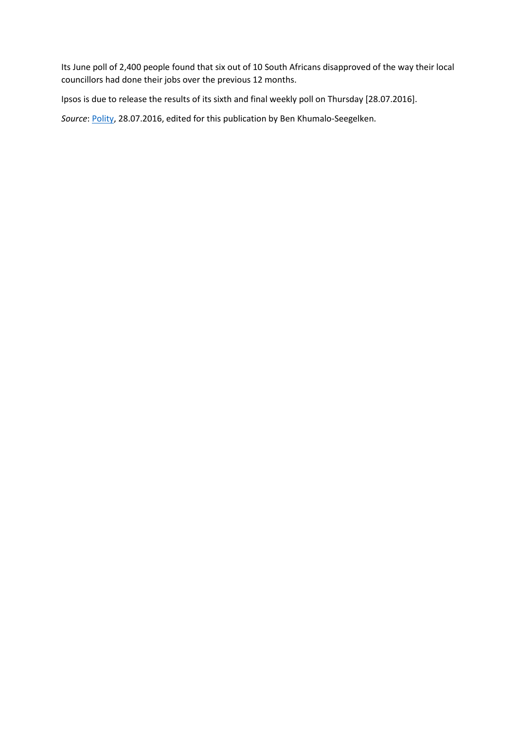Its June poll of 2,400 people found that six out of 10 South Africans disapproved of the way their local councillors had done their jobs over the previous 12 months.

Ipsos is due to release the results of its sixth and final weekly poll on Thursday [28.07.2016].

*Source*: Polity, 28.07.2016, edited for this publication by Ben Khumalo-Seegelken.